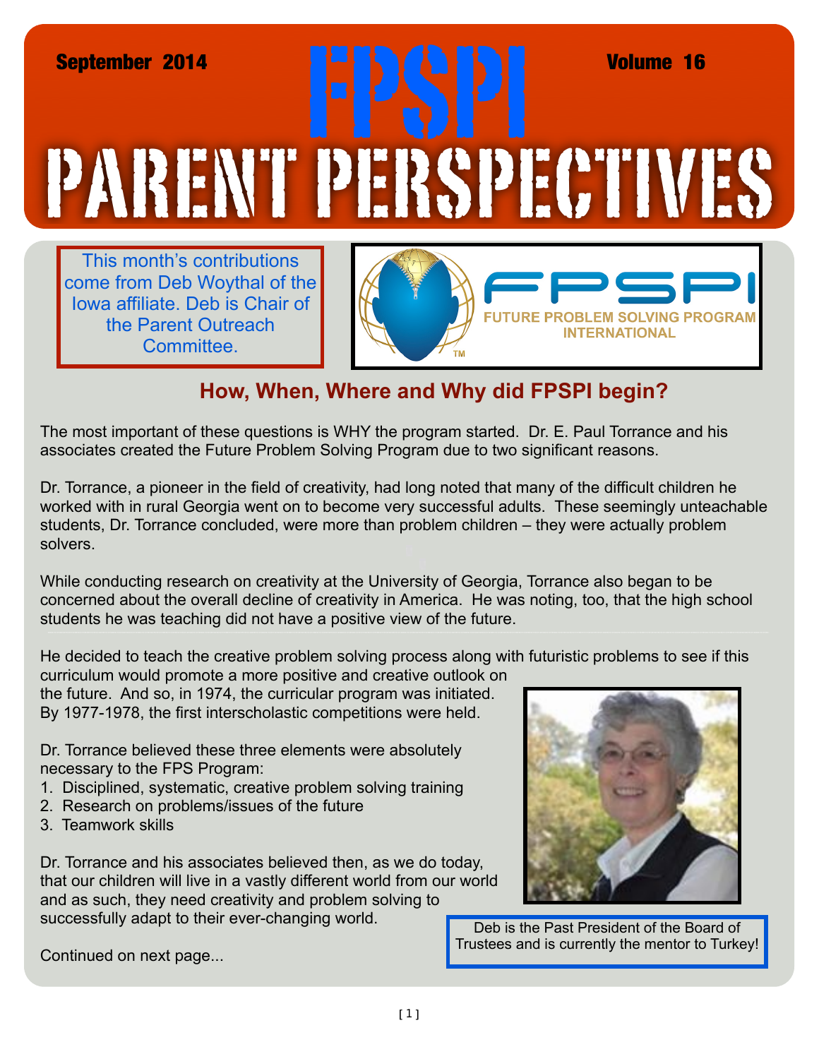September 2014 | Volume 16

# FPSPI PARENT PERSPECTIVES

This month's contributions come from Deb Woythal of the Iowa affiliate. Deb is Chair of the Parent Outreach Committee.

FPSPI FUTURE PROBLEM SOLVING PROGRAM INTERNATIONAL

## How, When, Where and Why did FPSPI begin?

The most important of these questions is WHY the program started. Dr. E. Paul Torrance and his associates created the Future Problem Solving Program due to two significant reasons.

Dr. Torrance, a pioneer in the field of creativity, had long noted that many of the difficult children he worked with in rural Georgia went on to become very successful adults. These seemingly unteachable students, Dr. Torrance concluded, were more than problem children – they were actually problem solvers.

While conducting research on creativity at the University of Georgia, Torrance also began to be concerned about the overall decline of creativity in America. He was noting, too, that the high school students he was teaching did not have a positive view of the future.

He decided to teach the creative problem solving process along with futuristic problems to see if this curriculum would promote a more positive and creative outlook on the future. And so, in 1974, the curricular program was initiated. By 1977-1978, the first interscholastic competitions were held.

Dr. Torrance believed these three elements were absolutely necessary to the FPS Program:

1. Disciplined, systematic, creative problem solving training
2. Research on problems/issues of the future
3. Teamwork skills

Dr. Torrance and his associates believed then, as we do today, that our children will live in a vastly different world from our world and as such, they need creativity and problem solving to successfully adapt to their ever-changing world.

Deb is the Past President of the Board of Trustees and is currently the mentor to Turkey!

Continued on next page...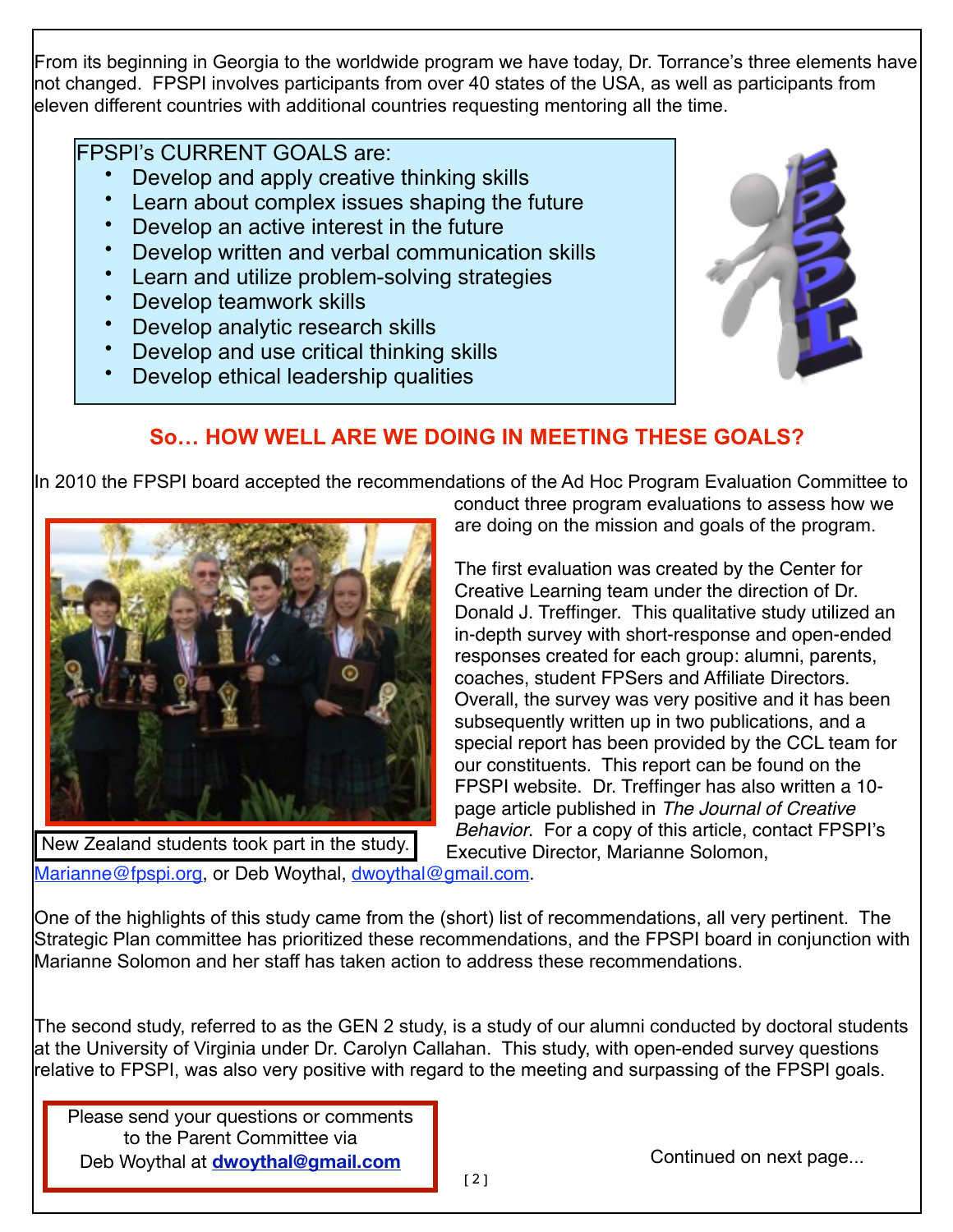From its beginning in Georgia to the worldwide program we have today, Dr. Torrance's three elements have not changed. FPSPI involves participants from over 40 states of the USA, as well as participants from eleven different countries with additional countries requesting mentoring all the time.

FPSPI's CURRENT GOALS are:

- Develop and apply creative thinking skills
- Learn about complex issues shaping the future
- Develop an active interest in the future
- Develop written and verbal communication skills
- Learn and utilize problem-solving strategies
- Develop teamwork skills
- Develop analytic research skills
- Develop and use critical thinking skills
- Develop ethical leadership qualities

## So… HOW WELL ARE WE DOING IN MEETING THESE GOALS?

In 2010 the FPSPI board accepted the recommendations of the Ad Hoc Program Evaluation Committee to conduct three program evaluations to assess how we are doing on the mission and goals of the program.

New Zealand students took part in the study.

The first evaluation was created by the Center for Creative Learning team under the direction of Dr. Donald J. Treffinger. This qualitative study utilized an in-depth survey with short-response and open-ended responses created for each group: alumni, parents, coaches, student FPSers and Affiliate Directors. Overall, the survey was very positive and it has been subsequently written up in two publications, and a special report has been provided by the CCL team for our constituents. This report can be found on the FPSPI website. Dr. Treffinger has also written a 10-page article published in *The Journal of Creative Behavior*. For a copy of this article, contact FPSPI's Executive Director, Marianne Solomon, Marianne@fpspi.org, or Deb Woythal, dwoythal@gmail.com.

One of the highlights of this study came from the (short) list of recommendations, all very pertinent. The Strategic Plan committee has prioritized these recommendations, and the FPSPI board in conjunction with Marianne Solomon and her staff has taken action to address these recommendations.

The second study, referred to as the GEN 2 study, is a study of our alumni conducted by doctoral students at the University of Virginia under Dr. Carolyn Callahan. This study, with open-ended survey questions relative to FPSPI, was also very positive with regard to the meeting and surpassing of the FPSPI goals.

Please send your questions or comments to the Parent Committee via Deb Woythal at **dwoythal@gmail.com**

Continued on next page...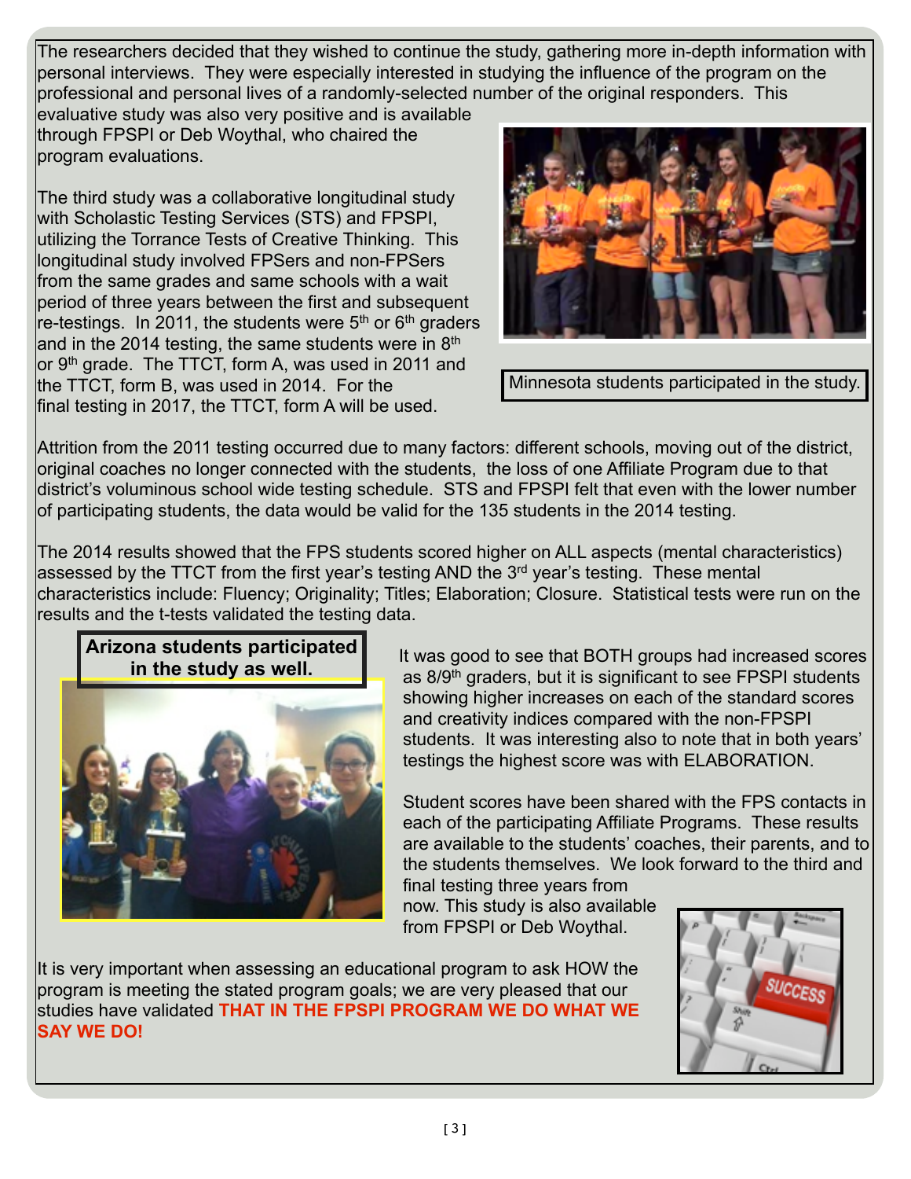The researchers decided that they wished to continue the study, gathering more in-depth information with personal interviews. They were especially interested in studying the influence of the program on the professional and personal lives of a randomly-selected number of the original responders. This evaluative study was also very positive and is available through FPSPI or Deb Woythal, who chaired the program evaluations.

The third study was a collaborative longitudinal study with Scholastic Testing Services (STS) and FPSPI, utilizing the Torrance Tests of Creative Thinking. This longitudinal study involved FPSers and non-FPSers from the same grades and same schools with a wait period of three years between the first and subsequent re-testings. In 2011, the students were 5th or 6th graders and in the 2014 testing, the same students were in 8th or 9th grade. The TTCT, form A, was used in 2011 and the TTCT, form B, was used in 2014. For the final testing in 2017, the TTCT, form A will be used.

Minnesota students participated in the study.

Attrition from the 2011 testing occurred due to many factors: different schools, moving out of the district, original coaches no longer connected with the students, the loss of one Affiliate Program due to that district's voluminous school wide testing schedule. STS and FPSPI felt that even with the lower number of participating students, the data would be valid for the 135 students in the 2014 testing.

The 2014 results showed that the FPS students scored higher on ALL aspects (mental characteristics) assessed by the TTCT from the first year's testing AND the 3rd year's testing. These mental characteristics include: Fluency; Originality; Titles; Elaboration; Closure. Statistical tests were run on the results and the t-tests validated the testing data.

**Arizona students participated in the study as well.**

It was good to see that BOTH groups had increased scores as 8/9th graders, but it is significant to see FPSPI students showing higher increases on each of the standard scores and creativity indices compared with the non-FPSPI students. It was interesting also to note that in both years' testings the highest score was with ELABORATION.

Student scores have been shared with the FPS contacts in each of the participating Affiliate Programs. These results are available to the students' coaches, their parents, and to the students themselves. We look forward to the third and final testing three years from now. This study is also available from FPSPI or Deb Woythal.

It is very important when assessing an educational program to ask HOW the program is meeting the stated program goals; we are very pleased that our studies have validated **THAT IN THE FPSPI PROGRAM WE DO WHAT WE SAY WE DO!**